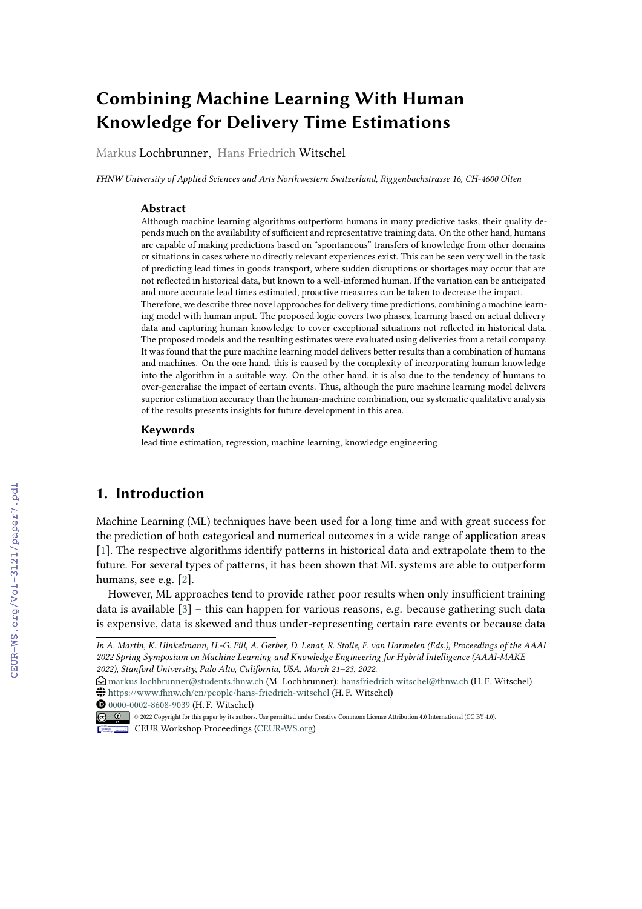# Combining Machine Learning With Human Knowledge for Delivery Time Estimations

Markus Lochbrunner, Hans Friedrich Witschel

*FHNW University of Applied Sciences and Arts Northwestern Switzerland, Riggenbachstrasse 16, CH-4600 Olten*

### Abstract

Although machine learning algorithms outperform humans in many predictive tasks, their quality depends much on the availability of sufficient and representative training data. On the other hand, humans are capable of making predictions based on "spontaneous" transfers of knowledge from other domains or situations in cases where no directly relevant experiences exist. This can be seen very well in the task of predicting lead times in goods transport, where sudden disruptions or shortages may occur that are not reflected in historical data, but known to a well-informed human. If the variation can be anticipated and more accurate lead times estimated, proactive measures can be taken to decrease the impact.

Therefore, we describe three novel approaches for delivery time predictions, combining a machine learning model with human input. The proposed logic covers two phases, learning based on actual delivery data and capturing human knowledge to cover exceptional situations not reflected in historical data. The proposed models and the resulting estimates were evaluated using deliveries from a retail company. It was found that the pure machine learning model delivers better results than a combination of humans and machines. On the one hand, this is caused by the complexity of incorporating human knowledge into the algorithm in a suitable way. On the other hand, it is also due to the tendency of humans to over-generalise the impact of certain events. Thus, although the pure machine learning model delivers superior estimation accuracy than the human-machine combination, our systematic qualitative analysis of the results presents insights for future development in this area.

### Keywords

lead time estimation, regression, machine learning, knowledge engineering

## 1. Introduction

Machine Learning (ML) techniques have been used for a long time and with great success for the prediction of both categorical and numerical outcomes in a wide range of application areas [1]. The respective algorithms identify patterns in historical data and extrapolate them to the future. For several types of patterns, it has been shown that ML systems are able to outperform humans, see e.g. [2].

However, ML approaches tend to provide rather poor results when only insufficient training data is available [3] – this can happen for various reasons, e.g. because gathering such data is expensive, data is skewed and thus under-representing certain rare events or because data

---

*In A. Martin, K. Hinkelmann, H.-G. Fill, A. Gerber, D. Lenat, R. Stolle, F. van Harmelen (Eds.), Proceedings of the AAAI 2022 Spring Symposium on Machine Learning and Knowledge Engineering for Hybrid Intelligence (AAAI-MAKE 2022), Stanford University, Palo Alto, California, USA, March 21–23, 2022.*

markus.lochbrunner@students.fhnw.ch (M. Lochbrunner); hansfriedrich.witschel@fhnw.ch (H. F. Witschel)

https://www.fhnw.ch/en/people/hans-friedrich-witschel (H. F. Witschel)

0000-0002-8608-9039 (H. F. Witschel)

© 2022 Copyright for this paper by its authors. Use permitted under Creative Commons License Attribution 4.0 International (CC BY 4.0).

CEUR Workshop Proceedings (CEUR-WS.org)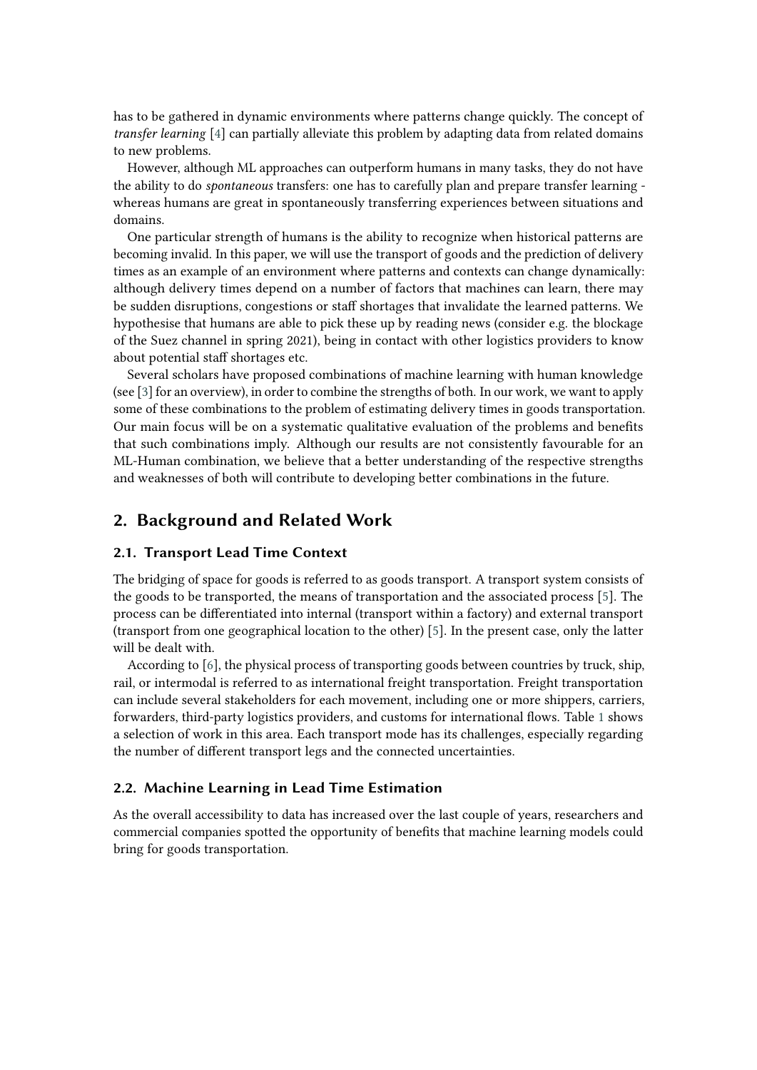has to be gathered in dynamic environments where patterns change quickly. The concept of *transfer learning* [4] can partially alleviate this problem by adapting data from related domains to new problems.

However, although ML approaches can outperform humans in many tasks, they do not have the ability to do *spontaneous* transfers: one has to carefully plan and prepare transfer learning - whereas humans are great in spontaneously transferring experiences between situations and domains.

One particular strength of humans is the ability to recognize when historical patterns are becoming invalid. In this paper, we will use the transport of goods and the prediction of delivery times as an example of an environment where patterns and contexts can change dynamically: although delivery times depend on a number of factors that machines can learn, there may be sudden disruptions, congestions or staff shortages that invalidate the learned patterns. We hypothesise that humans are able to pick these up by reading news (consider e.g. the blockage of the Suez channel in spring 2021), being in contact with other logistics providers to know about potential staff shortages etc.

Several scholars have proposed combinations of machine learning with human knowledge (see [3] for an overview), in order to combine the strengths of both. In our work, we want to apply some of these combinations to the problem of estimating delivery times in goods transportation. Our main focus will be on a systematic qualitative evaluation of the problems and benefits that such combinations imply. Although our results are not consistently favourable for an ML-Human combination, we believe that a better understanding of the respective strengths and weaknesses of both will contribute to developing better combinations in the future.

## 2. Background and Related Work

### 2.1. Transport Lead Time Context

The bridging of space for goods is referred to as goods transport. A transport system consists of the goods to be transported, the means of transportation and the associated process [5]. The process can be differentiated into internal (transport within a factory) and external transport (transport from one geographical location to the other) [5]. In the present case, only the latter will be dealt with.

According to [6], the physical process of transporting goods between countries by truck, ship, rail, or intermodal is referred to as international freight transportation. Freight transportation can include several stakeholders for each movement, including one or more shippers, carriers, forwarders, third-party logistics providers, and customs for international flows. Table 1 shows a selection of work in this area. Each transport mode has its challenges, especially regarding the number of different transport legs and the connected uncertainties.

### 2.2. Machine Learning in Lead Time Estimation

As the overall accessibility to data has increased over the last couple of years, researchers and commercial companies spotted the opportunity of benefits that machine learning models could bring for goods transportation.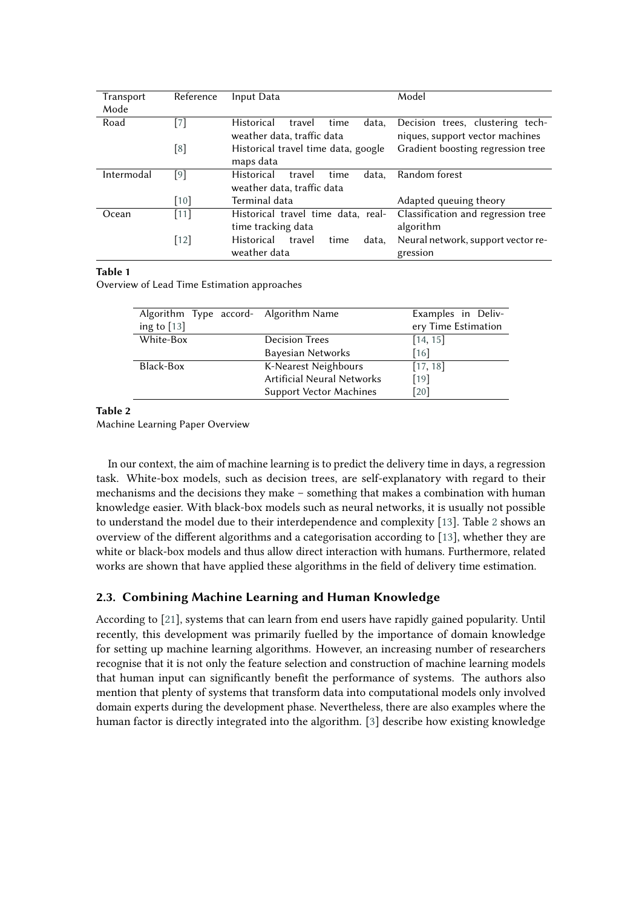| Transport Mode | Reference | Input Data | Model |
|---|---|---|---|
| Road | [7] | Historical travel time data, weather data, traffic data | Decision trees, clustering techniques, support vector machines |
| | [8] | Historical travel time data, google maps data | Gradient boosting regression tree |
| Intermodal | [9] | Historical travel time data, weather data, traffic data | Random forest |
| | [10] | Terminal data | Adapted queuing theory |
| Ocean | [11] | Historical travel time data, real-time tracking data | Classification and regression tree algorithm |
| | [12] | Historical travel time data, weather data | Neural network, support vector regression |

**Table 1**
Overview of Lead Time Estimation approaches

| Algorithm Type according to [13] | Algorithm Name | Examples in Delivery Time Estimation |
|---|---|---|
| White-Box | Decision Trees | [14, 15] |
| | Bayesian Networks | [16] |
| Black-Box | K-Nearest Neighbours | [17, 18] |
| | Artificial Neural Networks | [19] |
| | Support Vector Machines | [20] |

**Table 2**
Machine Learning Paper Overview

In our context, the aim of machine learning is to predict the delivery time in days, a regression task. White-box models, such as decision trees, are self-explanatory with regard to their mechanisms and the decisions they make – something that makes a combination with human knowledge easier. With black-box models such as neural networks, it is usually not possible to understand the model due to their interdependence and complexity [13]. Table 2 shows an overview of the different algorithms and a categorisation according to [13], whether they are white or black-box models and thus allow direct interaction with humans. Furthermore, related works are shown that have applied these algorithms in the field of delivery time estimation.

## 2.3. Combining Machine Learning and Human Knowledge

According to [21], systems that can learn from end users have rapidly gained popularity. Until recently, this development was primarily fuelled by the importance of domain knowledge for setting up machine learning algorithms. However, an increasing number of researchers recognise that it is not only the feature selection and construction of machine learning models that human input can significantly benefit the performance of systems. The authors also mention that plenty of systems that transform data into computational models only involved domain experts during the development phase. Nevertheless, there are also examples where the human factor is directly integrated into the algorithm. [3] describe how existing knowledge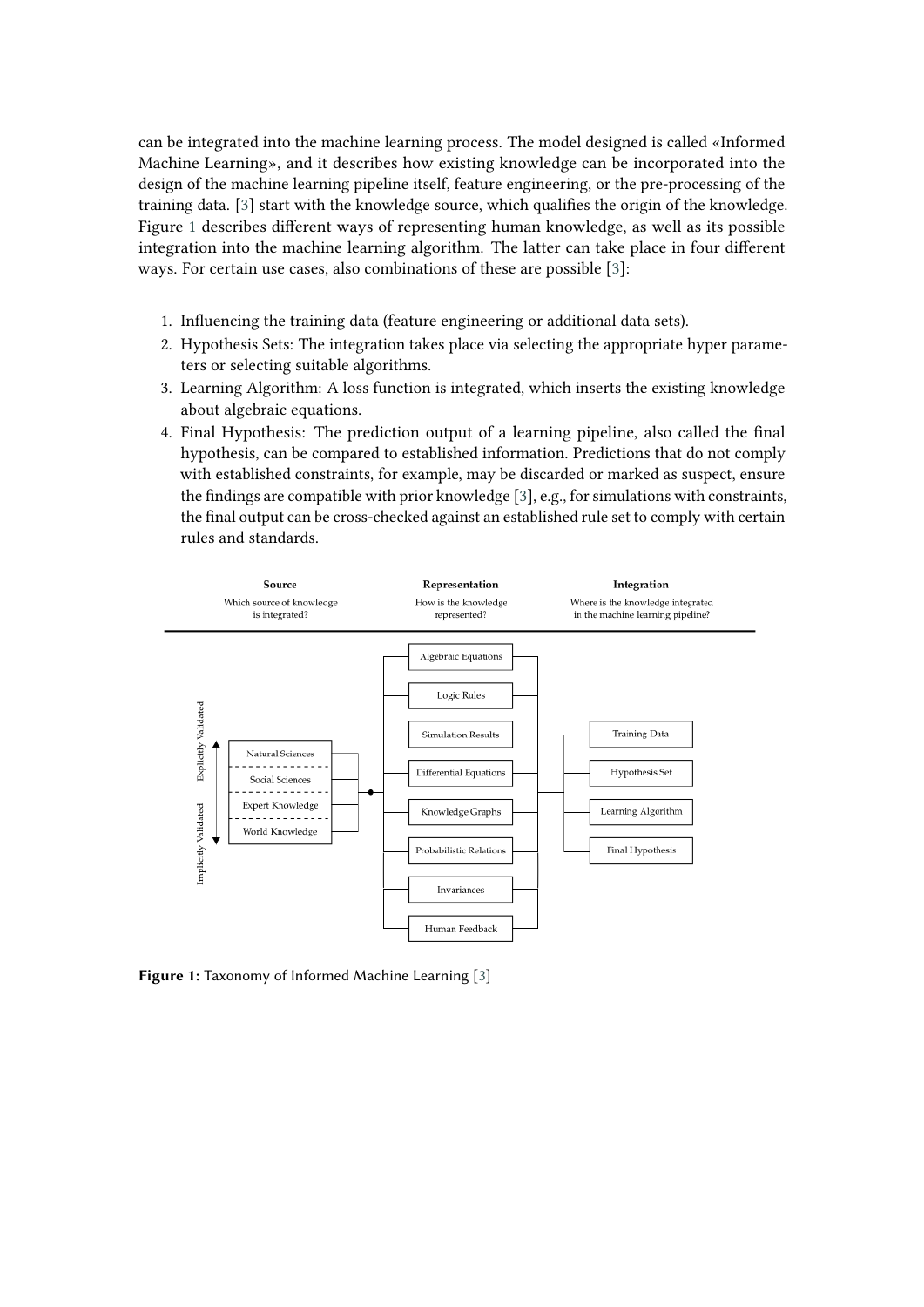can be integrated into the machine learning process. The model designed is called «Informed Machine Learning», and it describes how existing knowledge can be incorporated into the design of the machine learning pipeline itself, feature engineering, or the pre-processing of the training data. [3] start with the knowledge source, which qualifies the origin of the knowledge. Figure 1 describes different ways of representing human knowledge, as well as its possible integration into the machine learning algorithm. The latter can take place in four different ways. For certain use cases, also combinations of these are possible [3]:

1. Influencing the training data (feature engineering or additional data sets).
2. Hypothesis Sets: The integration takes place via selecting the appropriate hyper parameters or selecting suitable algorithms.
3. Learning Algorithm: A loss function is integrated, which inserts the existing knowledge about algebraic equations.
4. Final Hypothesis: The prediction output of a learning pipeline, also called the final hypothesis, can be compared to established information. Predictions that do not comply with established constraints, for example, may be discarded or marked as suspect, ensure the findings are compatible with prior knowledge [3], e.g., for simulations with constraints, the final output can be cross-checked against an established rule set to comply with certain rules and standards.

**Figure 1:** Taxonomy of Informed Machine Learning [3]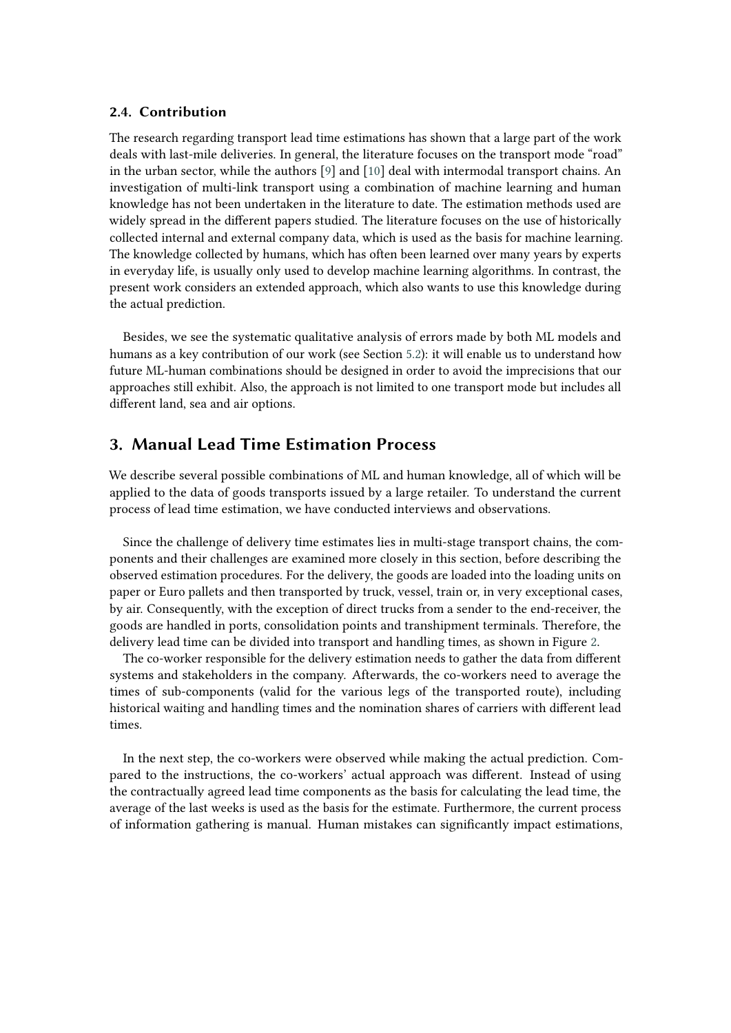### 2.4. Contribution

The research regarding transport lead time estimations has shown that a large part of the work deals with last-mile deliveries. In general, the literature focuses on the transport mode "road" in the urban sector, while the authors [9] and [10] deal with intermodal transport chains. An investigation of multi-link transport using a combination of machine learning and human knowledge has not been undertaken in the literature to date. The estimation methods used are widely spread in the different papers studied. The literature focuses on the use of historically collected internal and external company data, which is used as the basis for machine learning. The knowledge collected by humans, which has often been learned over many years by experts in everyday life, is usually only used to develop machine learning algorithms. In contrast, the present work considers an extended approach, which also wants to use this knowledge during the actual prediction.

Besides, we see the systematic qualitative analysis of errors made by both ML models and humans as a key contribution of our work (see Section 5.2): it will enable us to understand how future ML-human combinations should be designed in order to avoid the imprecisions that our approaches still exhibit. Also, the approach is not limited to one transport mode but includes all different land, sea and air options.

## 3. Manual Lead Time Estimation Process

We describe several possible combinations of ML and human knowledge, all of which will be applied to the data of goods transports issued by a large retailer. To understand the current process of lead time estimation, we have conducted interviews and observations.

Since the challenge of delivery time estimates lies in multi-stage transport chains, the components and their challenges are examined more closely in this section, before describing the observed estimation procedures. For the delivery, the goods are loaded into the loading units on paper or Euro pallets and then transported by truck, vessel, train or, in very exceptional cases, by air. Consequently, with the exception of direct trucks from a sender to the end-receiver, the goods are handled in ports, consolidation points and transhipment terminals. Therefore, the delivery lead time can be divided into transport and handling times, as shown in Figure 2.

The co-worker responsible for the delivery estimation needs to gather the data from different systems and stakeholders in the company. Afterwards, the co-workers need to average the times of sub-components (valid for the various legs of the transported route), including historical waiting and handling times and the nomination shares of carriers with different lead times.

In the next step, the co-workers were observed while making the actual prediction. Compared to the instructions, the co-workers' actual approach was different. Instead of using the contractually agreed lead time components as the basis for calculating the lead time, the average of the last weeks is used as the basis for the estimate. Furthermore, the current process of information gathering is manual. Human mistakes can significantly impact estimations,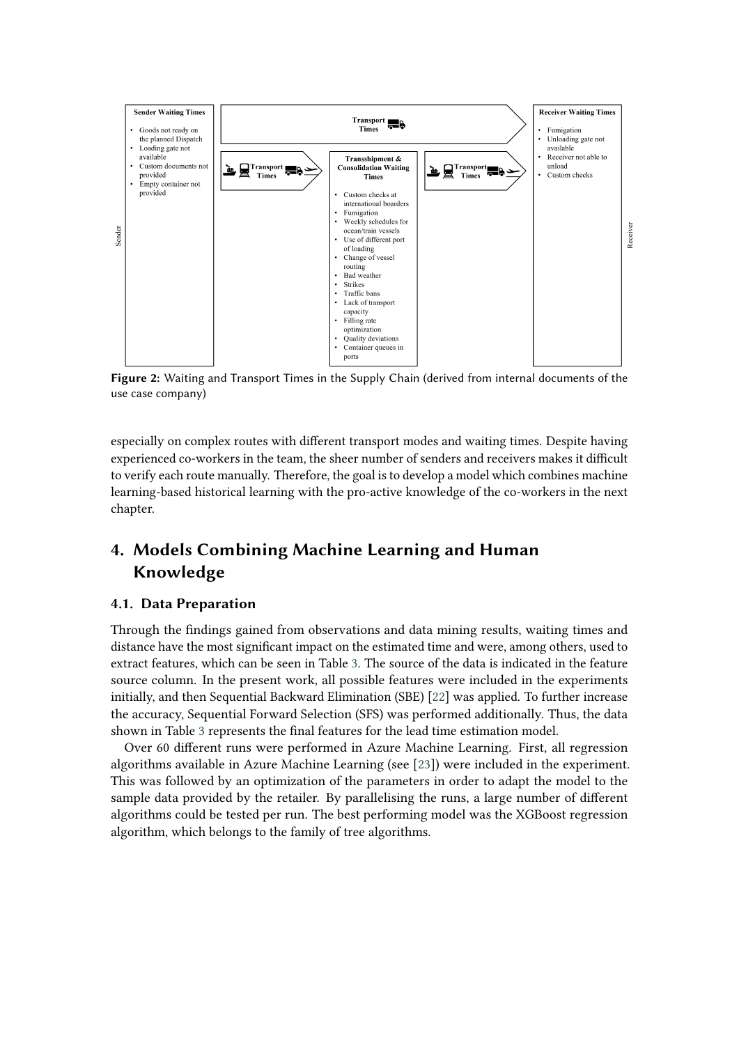**Sender Waiting Times**

- Goods not ready on the planned Dispatch
- Loading gate not available
- Custom documents not provided
- Empty container not provided

**Transport Times**

**Transport Times**

**Transshipment & Consolidation Waiting Times**

- Custom checks at international boarders
- Fumigation
- Weekly schedules for ocean/train vessels
- Use of different port of loading
- Change of vessel routing
- Bad weather
- Strikes
- Traffic bans
- Lack of transport capacity
- Filling rate optimization
- Quality deviations
- Container queues in ports

**Transport Times**

**Receiver Waiting Times**

- Fumigation
- Unloading gate not available
- Receiver not able to unload
- Custom checks

Sender

Receiver

**Figure 2:** Waiting and Transport Times in the Supply Chain (derived from internal documents of the use case company)

especially on complex routes with different transport modes and waiting times. Despite having experienced co-workers in the team, the sheer number of senders and receivers makes it difficult to verify each route manually. Therefore, the goal is to develop a model which combines machine learning-based historical learning with the pro-active knowledge of the co-workers in the next chapter.

## 4. Models Combining Machine Learning and Human Knowledge

### 4.1. Data Preparation

Through the findings gained from observations and data mining results, waiting times and distance have the most significant impact on the estimated time and were, among others, used to extract features, which can be seen in Table 3. The source of the data is indicated in the feature source column. In the present work, all possible features were included in the experiments initially, and then Sequential Backward Elimination (SBE) [22] was applied. To further increase the accuracy, Sequential Forward Selection (SFS) was performed additionally. Thus, the data shown in Table 3 represents the final features for the lead time estimation model.

Over 60 different runs were performed in Azure Machine Learning. First, all regression algorithms available in Azure Machine Learning (see [23]) were included in the experiment. This was followed by an optimization of the parameters in order to adapt the model to the sample data provided by the retailer. By parallelising the runs, a large number of different algorithms could be tested per run. The best performing model was the XGBoost regression algorithm, which belongs to the family of tree algorithms.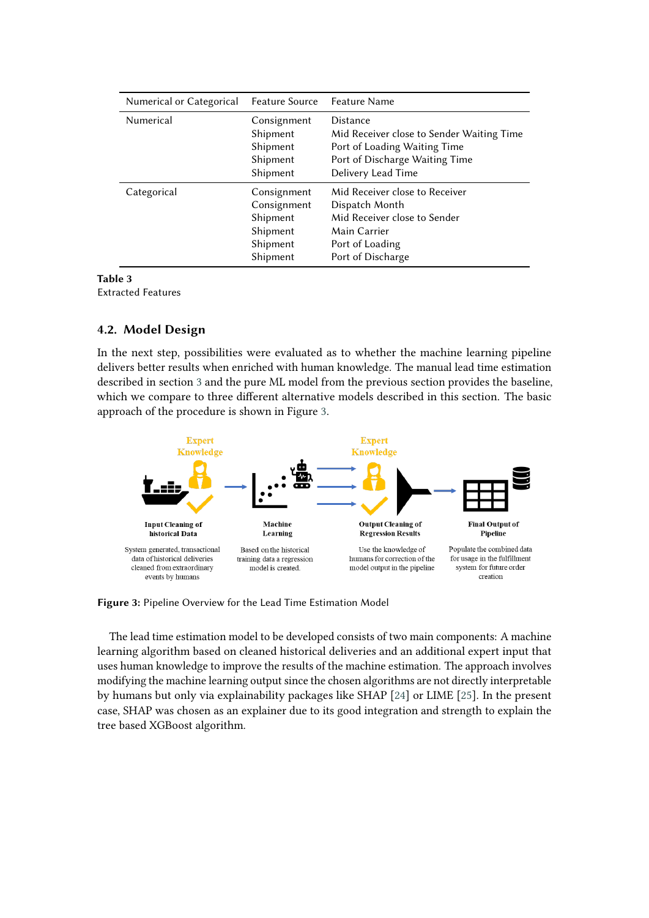| Numerical or Categorical | Feature Source | Feature Name |
|---|---|---|
| Numerical | Consignment | Distance |
| | Shipment | Mid Receiver close to Sender Waiting Time |
| | Shipment | Port of Loading Waiting Time |
| | Shipment | Port of Discharge Waiting Time |
| | Shipment | Delivery Lead Time |
| Categorical | Consignment | Mid Receiver close to Receiver |
| | Consignment | Dispatch Month |
| | Shipment | Mid Receiver close to Sender |
| | Shipment | Main Carrier |
| | Shipment | Port of Loading |
| | Shipment | Port of Discharge |

**Table 3**
Extracted Features

### 4.2. Model Design

In the next step, possibilities were evaluated as to whether the machine learning pipeline delivers better results when enriched with human knowledge. The manual lead time estimation described in section 3 and the pure ML model from the previous section provides the baseline, which we compare to three different alternative models described in this section. The basic approach of the procedure is shown in Figure 3.

**Figure 3:** Pipeline Overview for the Lead Time Estimation Model

The lead time estimation model to be developed consists of two main components: A machine learning algorithm based on cleaned historical deliveries and an additional expert input that uses human knowledge to improve the results of the machine estimation. The approach involves modifying the machine learning output since the chosen algorithms are not directly interpretable by humans but only via explainability packages like SHAP [24] or LIME [25]. In the present case, SHAP was chosen as an explainer due to its good integration and strength to explain the tree based XGBoost algorithm.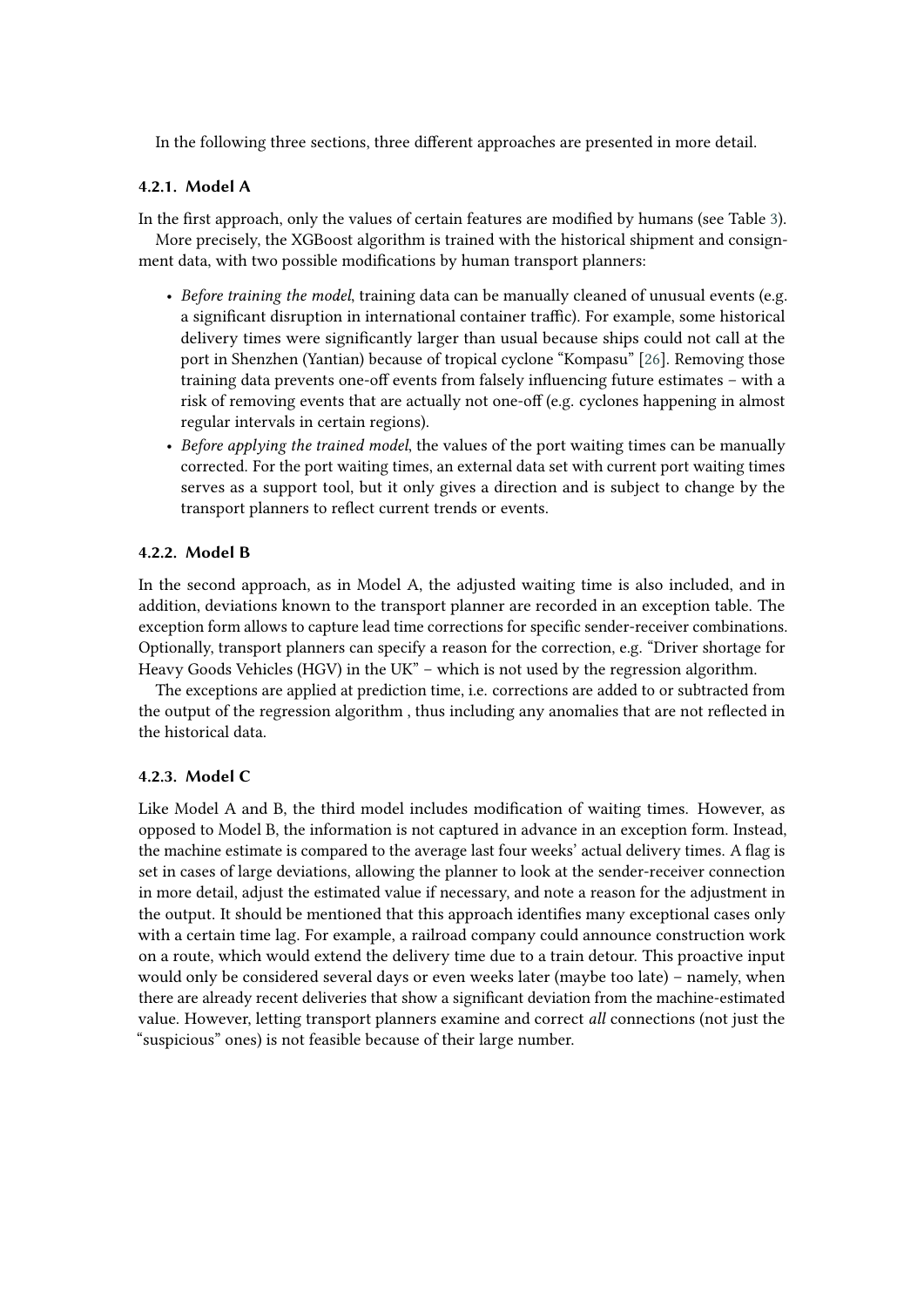In the following three sections, three different approaches are presented in more detail.

#### 4.2.1. Model A

In the first approach, only the values of certain features are modified by humans (see Table 3).

More precisely, the XGBoost algorithm is trained with the historical shipment and consignment data, with two possible modifications by human transport planners:

- *Before training the model*, training data can be manually cleaned of unusual events (e.g. a significant disruption in international container traffic). For example, some historical delivery times were significantly larger than usual because ships could not call at the port in Shenzhen (Yantian) because of tropical cyclone "Kompasu" [26]. Removing those training data prevents one-off events from falsely influencing future estimates – with a risk of removing events that are actually not one-off (e.g. cyclones happening in almost regular intervals in certain regions).
- *Before applying the trained model*, the values of the port waiting times can be manually corrected. For the port waiting times, an external data set with current port waiting times serves as a support tool, but it only gives a direction and is subject to change by the transport planners to reflect current trends or events.

#### 4.2.2. Model B

In the second approach, as in Model A, the adjusted waiting time is also included, and in addition, deviations known to the transport planner are recorded in an exception table. The exception form allows to capture lead time corrections for specific sender-receiver combinations. Optionally, transport planners can specify a reason for the correction, e.g. "Driver shortage for Heavy Goods Vehicles (HGV) in the UK" – which is not used by the regression algorithm.

The exceptions are applied at prediction time, i.e. corrections are added to or subtracted from the output of the regression algorithm , thus including any anomalies that are not reflected in the historical data.

#### 4.2.3. Model C

Like Model A and B, the third model includes modification of waiting times. However, as opposed to Model B, the information is not captured in advance in an exception form. Instead, the machine estimate is compared to the average last four weeks' actual delivery times. A flag is set in cases of large deviations, allowing the planner to look at the sender-receiver connection in more detail, adjust the estimated value if necessary, and note a reason for the adjustment in the output. It should be mentioned that this approach identifies many exceptional cases only with a certain time lag. For example, a railroad company could announce construction work on a route, which would extend the delivery time due to a train detour. This proactive input would only be considered several days or even weeks later (maybe too late) – namely, when there are already recent deliveries that show a significant deviation from the machine-estimated value. However, letting transport planners examine and correct *all* connections (not just the "suspicious" ones) is not feasible because of their large number.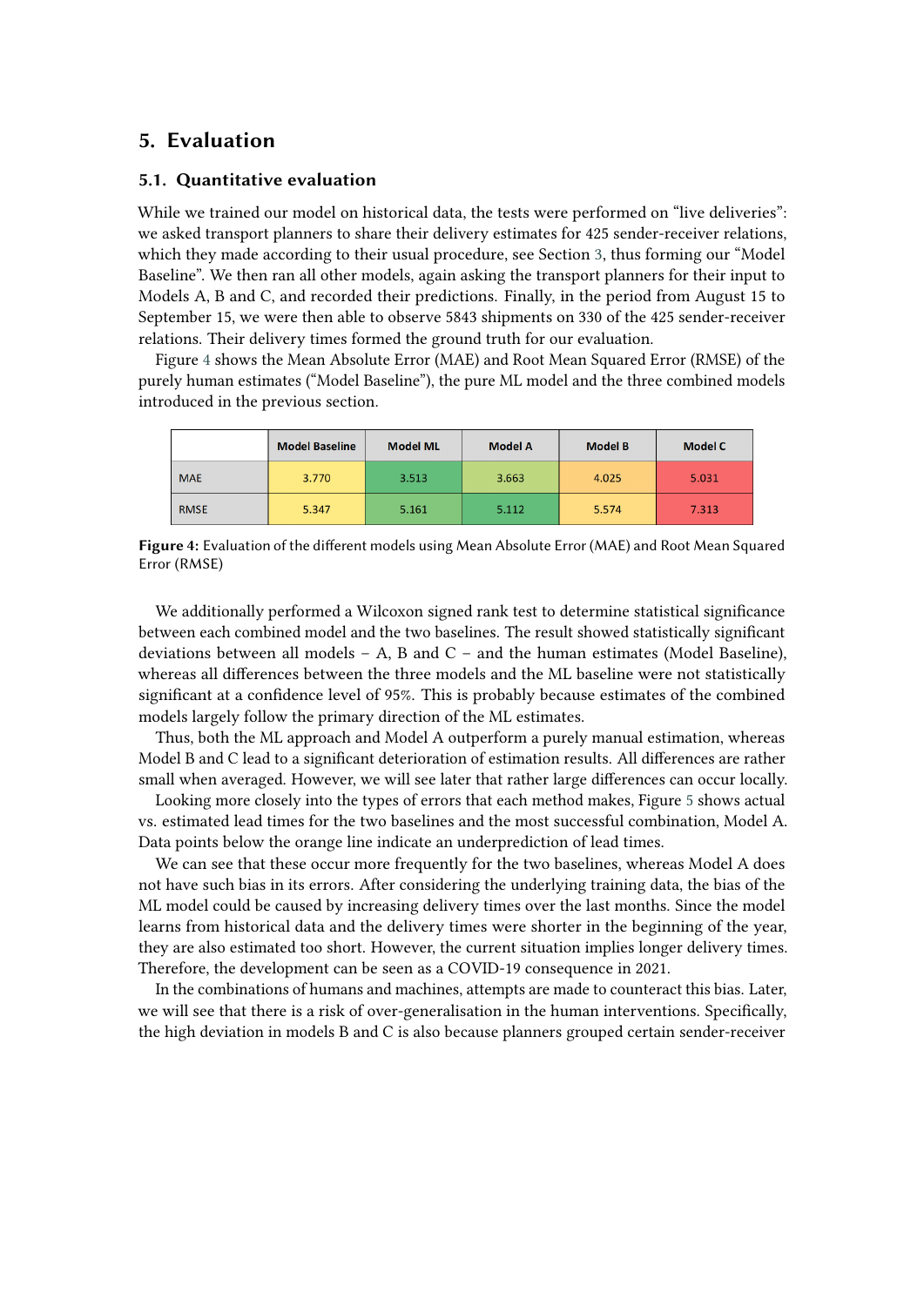## 5. Evaluation

### 5.1. Quantitative evaluation

While we trained our model on historical data, the tests were performed on "live deliveries": we asked transport planners to share their delivery estimates for 425 sender-receiver relations, which they made according to their usual procedure, see Section 3, thus forming our "Model Baseline". We then ran all other models, again asking the transport planners for their input to Models A, B and C, and recorded their predictions. Finally, in the period from August 15 to September 15, we were then able to observe 5843 shipments on 330 of the 425 sender-receiver relations. Their delivery times formed the ground truth for our evaluation.

Figure 4 shows the Mean Absolute Error (MAE) and Root Mean Squared Error (RMSE) of the purely human estimates ("Model Baseline"), the pure ML model and the three combined models introduced in the previous section.

| | Model Baseline | Model ML | Model A | Model B | Model C |
|---|---|---|---|---|---|
| MAE | 3.770 | 3.513 | 3.663 | 4.025 | 5.031 |
| RMSE | 5.347 | 5.161 | 5.112 | 5.574 | 7.313 |

**Figure 4:** Evaluation of the different models using Mean Absolute Error (MAE) and Root Mean Squared Error (RMSE)

We additionally performed a Wilcoxon signed rank test to determine statistical significance between each combined model and the two baselines. The result showed statistically significant deviations between all models – A, B and C – and the human estimates (Model Baseline), whereas all differences between the three models and the ML baseline were not statistically significant at a confidence level of 95%. This is probably because estimates of the combined models largely follow the primary direction of the ML estimates.

Thus, both the ML approach and Model A outperform a purely manual estimation, whereas Model B and C lead to a significant deterioration of estimation results. All differences are rather small when averaged. However, we will see later that rather large differences can occur locally.

Looking more closely into the types of errors that each method makes, Figure 5 shows actual vs. estimated lead times for the two baselines and the most successful combination, Model A. Data points below the orange line indicate an underprediction of lead times.

We can see that these occur more frequently for the two baselines, whereas Model A does not have such bias in its errors. After considering the underlying training data, the bias of the ML model could be caused by increasing delivery times over the last months. Since the model learns from historical data and the delivery times were shorter in the beginning of the year, they are also estimated too short. However, the current situation implies longer delivery times. Therefore, the development can be seen as a COVID-19 consequence in 2021.

In the combinations of humans and machines, attempts are made to counteract this bias. Later, we will see that there is a risk of over-generalisation in the human interventions. Specifically, the high deviation in models B and C is also because planners grouped certain sender-receiver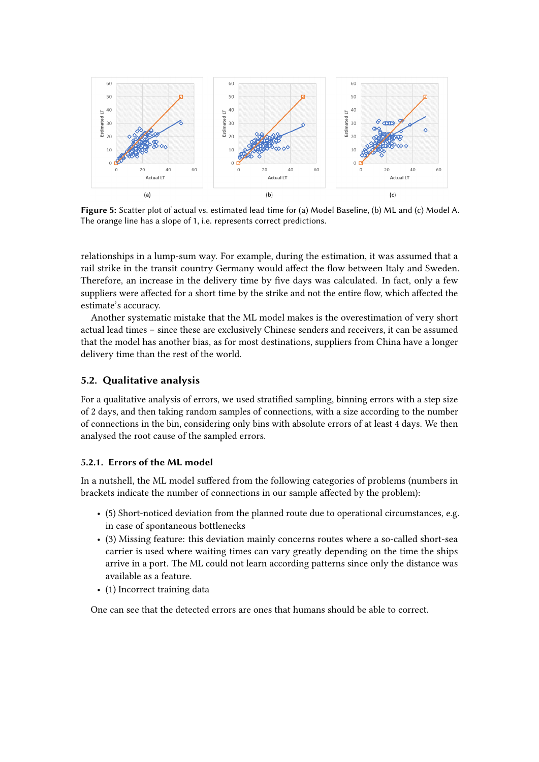Figure 5: Scatter plot of actual vs. estimated lead time for (a) Model Baseline, (b) ML and (c) Model A. The orange line has a slope of 1, i.e. represents correct predictions.

relationships in a lump-sum way. For example, during the estimation, it was assumed that a rail strike in the transit country Germany would affect the flow between Italy and Sweden. Therefore, an increase in the delivery time by five days was calculated. In fact, only a few suppliers were affected for a short time by the strike and not the entire flow, which affected the estimate's accuracy.

Another systematic mistake that the ML model makes is the overestimation of very short actual lead times – since these are exclusively Chinese senders and receivers, it can be assumed that the model has another bias, as for most destinations, suppliers from China have a longer delivery time than the rest of the world.

### 5.2. Qualitative analysis

For a qualitative analysis of errors, we used stratified sampling, binning errors with a step size of 2 days, and then taking random samples of connections, with a size according to the number of connections in the bin, considering only bins with absolute errors of at least 4 days. We then analysed the root cause of the sampled errors.

#### 5.2.1. Errors of the ML model

In a nutshell, the ML model suffered from the following categories of problems (numbers in brackets indicate the number of connections in our sample affected by the problem):

- (5) Short-noticed deviation from the planned route due to operational circumstances, e.g. in case of spontaneous bottlenecks
- (3) Missing feature: this deviation mainly concerns routes where a so-called short-sea carrier is used where waiting times can vary greatly depending on the time the ships arrive in a port. The ML could not learn according patterns since only the distance was available as a feature.
- (1) Incorrect training data

One can see that the detected errors are ones that humans should be able to correct.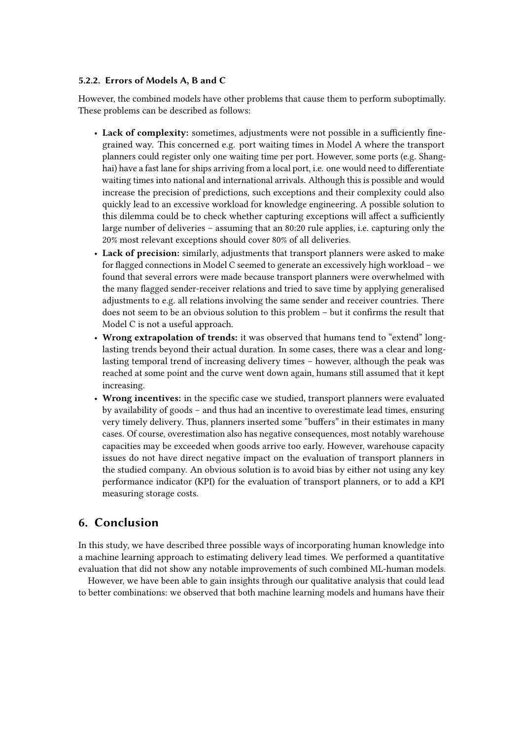#### 5.2.2. Errors of Models A, B and C

However, the combined models have other problems that cause them to perform suboptimally. These problems can be described as follows:

- **Lack of complexity:** sometimes, adjustments were not possible in a sufficiently fine-grained way. This concerned e.g. port waiting times in Model A where the transport planners could register only one waiting time per port. However, some ports (e.g. Shanghai) have a fast lane for ships arriving from a local port, i.e. one would need to differentiate waiting times into national and international arrivals. Although this is possible and would increase the precision of predictions, such exceptions and their complexity could also quickly lead to an excessive workload for knowledge engineering. A possible solution to this dilemma could be to check whether capturing exceptions will affect a sufficiently large number of deliveries – assuming that an 80:20 rule applies, i.e. capturing only the 20% most relevant exceptions should cover 80% of all deliveries.
- **Lack of precision:** similarly, adjustments that transport planners were asked to make for flagged connections in Model C seemed to generate an excessively high workload – we found that several errors were made because transport planners were overwhelmed with the many flagged sender-receiver relations and tried to save time by applying generalised adjustments to e.g. all relations involving the same sender and receiver countries. There does not seem to be an obvious solution to this problem – but it confirms the result that Model C is not a useful approach.
- **Wrong extrapolation of trends:** it was observed that humans tend to "extend" long-lasting trends beyond their actual duration. In some cases, there was a clear and long-lasting temporal trend of increasing delivery times – however, although the peak was reached at some point and the curve went down again, humans still assumed that it kept increasing.
- **Wrong incentives:** in the specific case we studied, transport planners were evaluated by availability of goods – and thus had an incentive to overestimate lead times, ensuring very timely delivery. Thus, planners inserted some "buffers" in their estimates in many cases. Of course, overestimation also has negative consequences, most notably warehouse capacities may be exceeded when goods arrive too early. However, warehouse capacity issues do not have direct negative impact on the evaluation of transport planners in the studied company. An obvious solution is to avoid bias by either not using any key performance indicator (KPI) for the evaluation of transport planners, or to add a KPI measuring storage costs.

## 6. Conclusion

In this study, we have described three possible ways of incorporating human knowledge into a machine learning approach to estimating delivery lead times. We performed a quantitative evaluation that did not show any notable improvements of such combined ML-human models.

However, we have been able to gain insights through our qualitative analysis that could lead to better combinations: we observed that both machine learning models and humans have their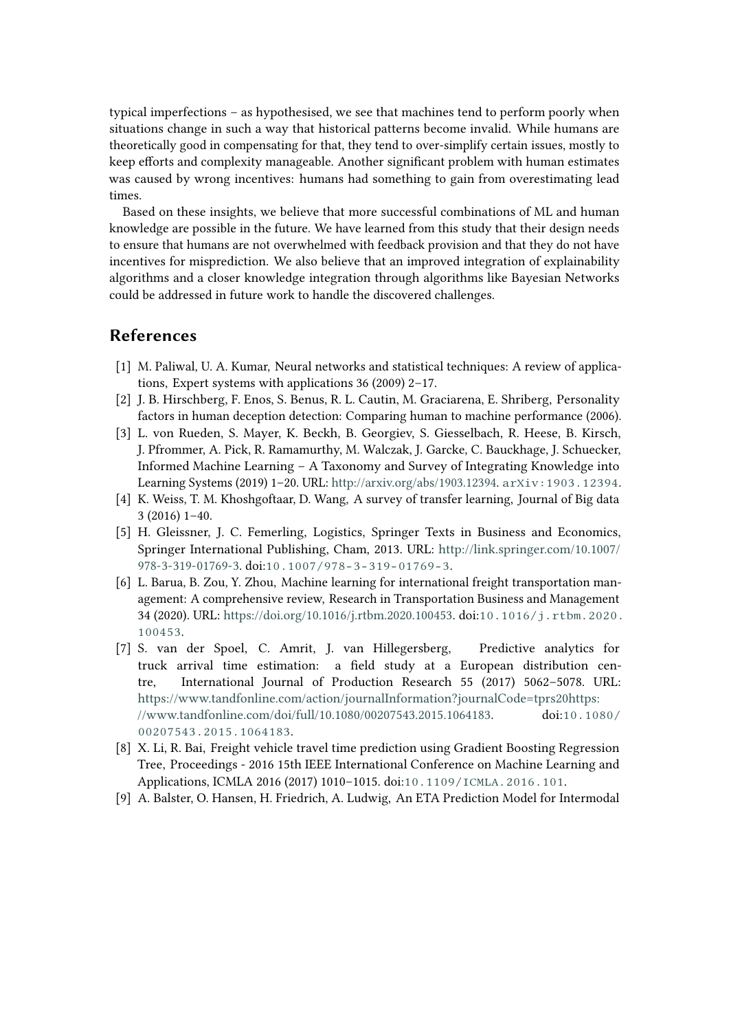typical imperfections – as hypothesised, we see that machines tend to perform poorly when situations change in such a way that historical patterns become invalid. While humans are theoretically good in compensating for that, they tend to over-simplify certain issues, mostly to keep efforts and complexity manageable. Another significant problem with human estimates was caused by wrong incentives: humans had something to gain from overestimating lead times.

Based on these insights, we believe that more successful combinations of ML and human knowledge are possible in the future. We have learned from this study that their design needs to ensure that humans are not overwhelmed with feedback provision and that they do not have incentives for misprediction. We also believe that an improved integration of explainability algorithms and a closer knowledge integration through algorithms like Bayesian Networks could be addressed in future work to handle the discovered challenges.

## References

[1] M. Paliwal, U. A. Kumar, Neural networks and statistical techniques: A review of applications, Expert systems with applications 36 (2009) 2–17.

[2] J. B. Hirschberg, F. Enos, S. Benus, R. L. Cautin, M. Graciarena, E. Shriberg, Personality factors in human deception detection: Comparing human to machine performance (2006).

[3] L. von Rueden, S. Mayer, K. Beckh, B. Georgiev, S. Giesselbach, R. Heese, B. Kirsch, J. Pfrommer, A. Pick, R. Ramamurthy, M. Walczak, J. Garcke, C. Bauckhage, J. Schuecker, Informed Machine Learning – A Taxonomy and Survey of Integrating Knowledge into Learning Systems (2019) 1–20. URL: http://arxiv.org/abs/1903.12394. arXiv:1903.12394.

[4] K. Weiss, T. M. Khoshgoftaar, D. Wang, A survey of transfer learning, Journal of Big data 3 (2016) 1–40.

[5] H. Gleissner, J. C. Femerling, Logistics, Springer Texts in Business and Economics, Springer International Publishing, Cham, 2013. URL: http://link.springer.com/10.1007/978-3-319-01769-3. doi:10.1007/978-3-319-01769-3.

[6] L. Barua, B. Zou, Y. Zhou, Machine learning for international freight transportation management: A comprehensive review, Research in Transportation Business and Management 34 (2020). URL: https://doi.org/10.1016/j.rtbm.2020.100453. doi:10.1016/j.rtbm.2020.100453.

[7] S. van der Spoel, C. Amrit, J. van Hillegersberg, Predictive analytics for truck arrival time estimation: a field study at a European distribution centre, International Journal of Production Research 55 (2017) 5062–5078. URL: https://www.tandfonline.com/action/journalInformation?journalCode=tprs20https://www.tandfonline.com/doi/full/10.1080/00207543.2015.1064183. doi:10.1080/00207543.2015.1064183.

[8] X. Li, R. Bai, Freight vehicle travel time prediction using Gradient Boosting Regression Tree, Proceedings - 2016 15th IEEE International Conference on Machine Learning and Applications, ICMLA 2016 (2017) 1010–1015. doi:10.1109/ICMLA.2016.101.

[9] A. Balster, O. Hansen, H. Friedrich, A. Ludwig, An ETA Prediction Model for Intermodal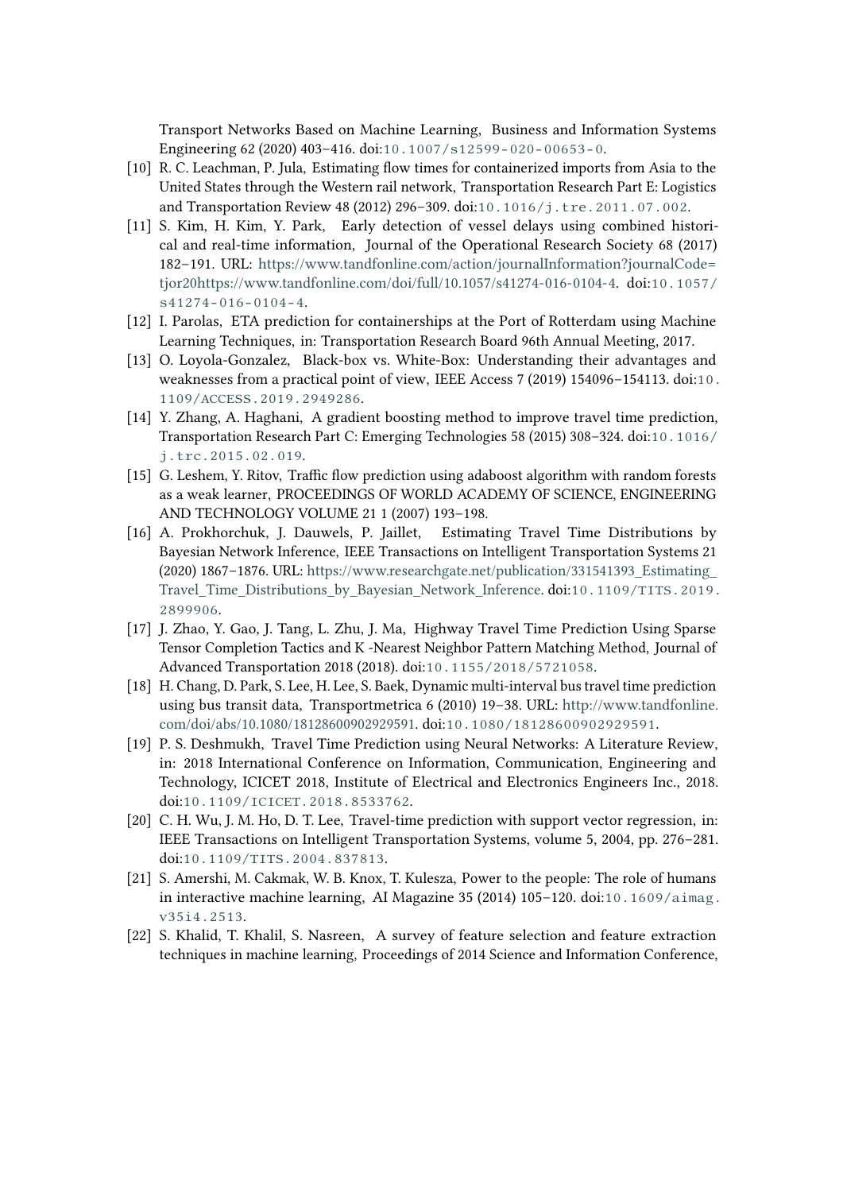Transport Networks Based on Machine Learning, Business and Information Systems Engineering 62 (2020) 403–416. doi:10.1007/s12599-020-00653-0.

[10] R. C. Leachman, P. Jula, Estimating flow times for containerized imports from Asia to the United States through the Western rail network, Transportation Research Part E: Logistics and Transportation Review 48 (2012) 296–309. doi:10.1016/j.tre.2011.07.002.

[11] S. Kim, H. Kim, Y. Park, Early detection of vessel delays using combined historical and real-time information, Journal of the Operational Research Society 68 (2017) 182–191. URL: https://www.tandfonline.com/action/journalInformation?journalCode=tjor20https://www.tandfonline.com/doi/full/10.1057/s41274-016-0104-4. doi:10.1057/s41274-016-0104-4.

[12] I. Parolas, ETA prediction for containerships at the Port of Rotterdam using Machine Learning Techniques, in: Transportation Research Board 96th Annual Meeting, 2017.

[13] O. Loyola-Gonzalez, Black-box vs. White-Box: Understanding their advantages and weaknesses from a practical point of view, IEEE Access 7 (2019) 154096–154113. doi:10.1109/ACCESS.2019.2949286.

[14] Y. Zhang, A. Haghani, A gradient boosting method to improve travel time prediction, Transportation Research Part C: Emerging Technologies 58 (2015) 308–324. doi:10.1016/j.trc.2015.02.019.

[15] G. Leshem, Y. Ritov, Traffic flow prediction using adaboost algorithm with random forests as a weak learner, PROCEEDINGS OF WORLD ACADEMY OF SCIENCE, ENGINEERING AND TECHNOLOGY VOLUME 21 1 (2007) 193–198.

[16] A. Prokhorchuk, J. Dauwels, P. Jaillet, Estimating Travel Time Distributions by Bayesian Network Inference, IEEE Transactions on Intelligent Transportation Systems 21 (2020) 1867–1876. URL: https://www.researchgate.net/publication/331541393_Estimating_Travel_Time_Distributions_by_Bayesian_Network_Inference. doi:10.1109/TITS.2019.2899906.

[17] J. Zhao, Y. Gao, J. Tang, L. Zhu, J. Ma, Highway Travel Time Prediction Using Sparse Tensor Completion Tactics and K -Nearest Neighbor Pattern Matching Method, Journal of Advanced Transportation 2018 (2018). doi:10.1155/2018/5721058.

[18] H. Chang, D. Park, S. Lee, H. Lee, S. Baek, Dynamic multi-interval bus travel time prediction using bus transit data, Transportmetrica 6 (2010) 19–38. URL: http://www.tandfonline.com/doi/abs/10.1080/18128600902929591. doi:10.1080/18128600902929591.

[19] P. S. Deshmukh, Travel Time Prediction using Neural Networks: A Literature Review, in: 2018 International Conference on Information, Communication, Engineering and Technology, ICICET 2018, Institute of Electrical and Electronics Engineers Inc., 2018. doi:10.1109/ICICET.2018.8533762.

[20] C. H. Wu, J. M. Ho, D. T. Lee, Travel-time prediction with support vector regression, in: IEEE Transactions on Intelligent Transportation Systems, volume 5, 2004, pp. 276–281. doi:10.1109/TITS.2004.837813.

[21] S. Amershi, M. Cakmak, W. B. Knox, T. Kulesza, Power to the people: The role of humans in interactive machine learning, AI Magazine 35 (2014) 105–120. doi:10.1609/aimag.v35i4.2513.

[22] S. Khalid, T. Khalil, S. Nasreen, A survey of feature selection and feature extraction techniques in machine learning, Proceedings of 2014 Science and Information Conference,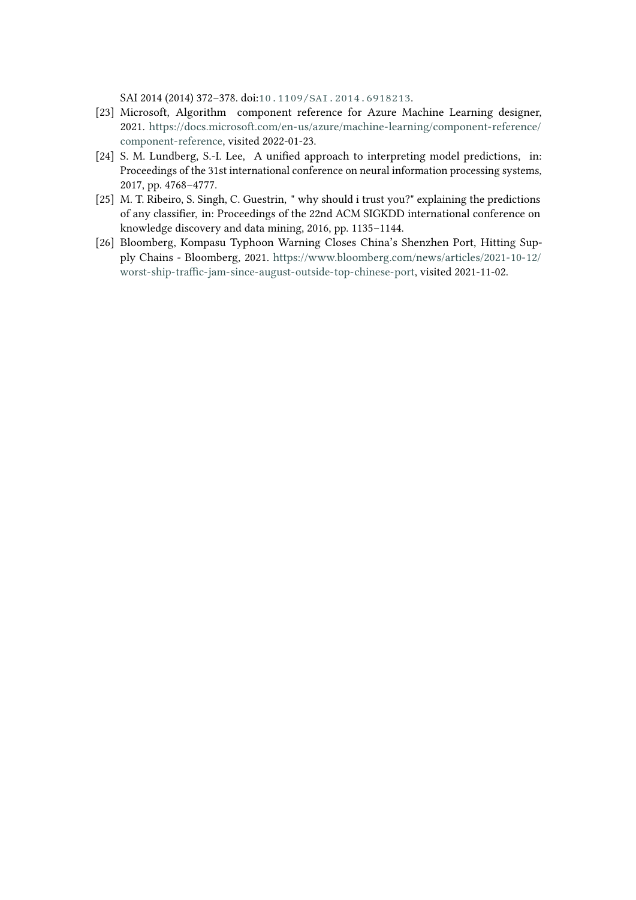SAI 2014 (2014) 372–378. doi:10.1109/SAI.2014.6918213.

[23] Microsoft, Algorithm component reference for Azure Machine Learning designer, 2021. https://docs.microsoft.com/en-us/azure/machine-learning/component-reference/component-reference, visited 2022-01-23.

[24] S. M. Lundberg, S.-I. Lee, A unified approach to interpreting model predictions, in: Proceedings of the 31st international conference on neural information processing systems, 2017, pp. 4768–4777.

[25] M. T. Ribeiro, S. Singh, C. Guestrin, " why should i trust you?" explaining the predictions of any classifier, in: Proceedings of the 22nd ACM SIGKDD international conference on knowledge discovery and data mining, 2016, pp. 1135–1144.

[26] Bloomberg, Kompasu Typhoon Warning Closes China's Shenzhen Port, Hitting Supply Chains - Bloomberg, 2021. https://www.bloomberg.com/news/articles/2021-10-12/worst-ship-traffic-jam-since-august-outside-top-chinese-port, visited 2021-11-02.